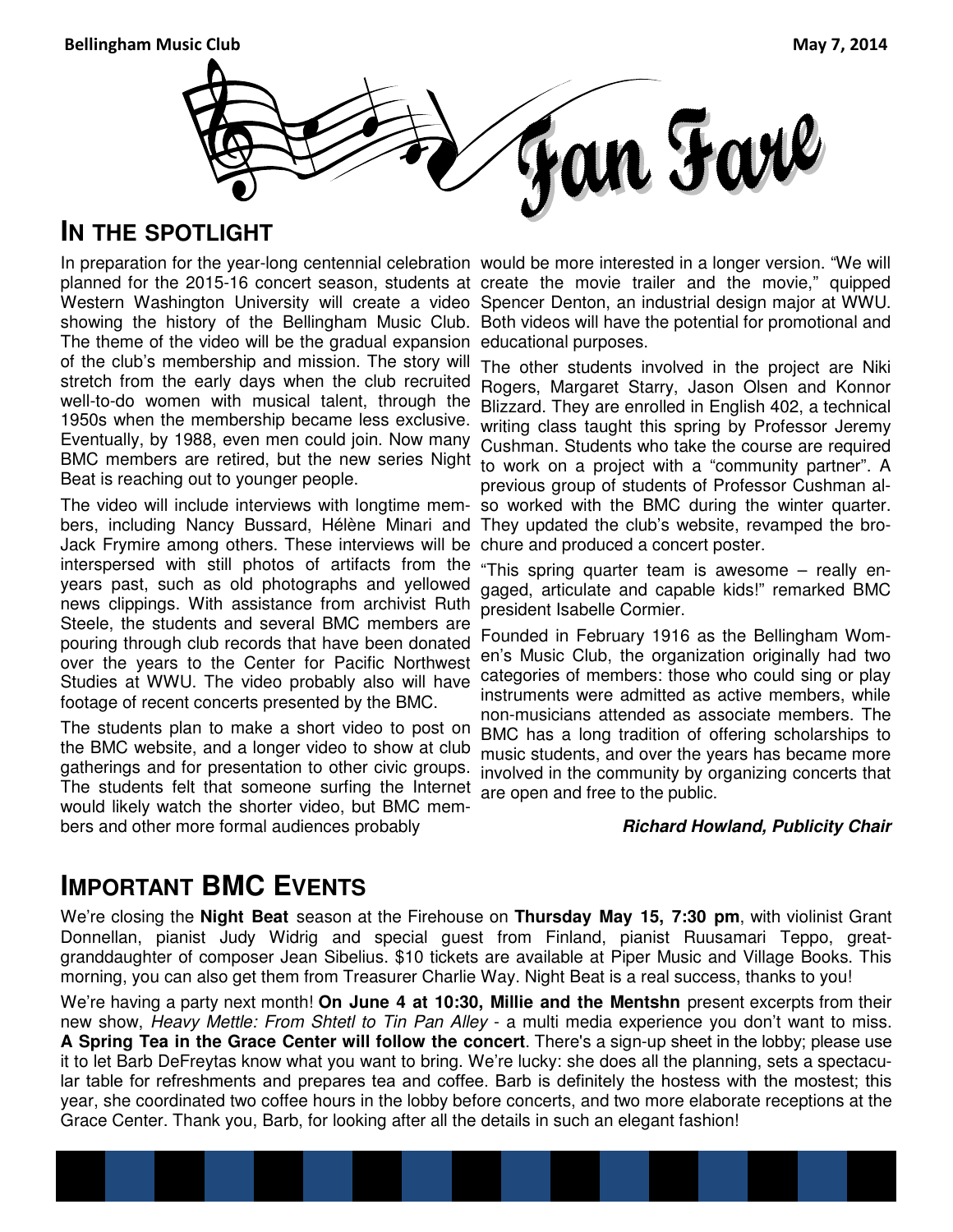# Fan Fare

## IN THE SPOTLIGHT

In preparation for the year-long centennial celebration planned for the 2015-16 concert season, students at Western Washington University will create a video showing the history of the Bellingham Music Club. The theme of the video will be the gradual expansion of the club's membership and mission. The story will stretch from the early days when the club recruited well-to-do women with musical talent, through the 1950s when the membership became less exclusive. Eventually, by 1988, even men could join. Now many BMC members are retired, but the new series Night Beat is reaching out to younger people.

The video will include interviews with longtime members, including Nancy Bussard, Hélène Minari and Jack Frymire among others. These interviews will be interspersed with still photos of artifacts from the years past, such as old photographs and yellowed news clippings. With assistance from archivist Ruth Steele, the students and several BMC members are pouring through club records that have been donated over the years to the Center for Pacific Northwest Studies at WWU. The video probably also will have footage of recent concerts presented by the BMC.

The students plan to make a short video to post on the BMC website, and a longer video to show at club gatherings and for presentation to other civic groups. The students felt that someone surfing the Internet would likely watch the shorter video, but BMC members and other more formal audiences probably would be more interested in a longer version. "We will create the movie trailer and the movie," quipped Spencer Denton, an industrial design major at WWU. Both videos will have the potential for promotional and educational purposes.

The other students involved in the project are Niki Rogers, Margaret Starry, Jason Olsen and Konnor Blizzard. They are enrolled in English 402, a technical writing class taught this spring by Professor Jeremy Cushman. Students who take the course are required to work on a project with a "community partner". A previous group of students of Professor Cushman also worked with the BMC during the winter quarter. They updated the club's website, revamped the brochure and produced a concert poster.

"This spring quarter team is awesome – really engaged, articulate and capable kids!" remarked BMC president Isabelle Cormier.

Founded in February 1916 as the Bellingham Women's Music Club, the organization originally had two categories of members: those who could sing or play instruments were admitted as active members, while non-musicians attended as associate members. The BMC has a long tradition of offering scholarships to music students, and over the years has became more involved in the community by organizing concerts that are open and free to the public.

***Richard Howland, Publicity Chair***

## IMPORTANT BMC EVENTS

We're closing the **Night Beat** season at the Firehouse on **Thursday May 15, 7:30 pm**, with violinist Grant Donnellan, pianist Judy Widrig and special guest from Finland, pianist Ruusamari Teppo, great-granddaughter of composer Jean Sibelius. $10 tickets are available at Piper Music and Village Books. This morning, you can also get them from Treasurer Charlie Way. Night Beat is a real success, thanks to you!

We're having a party next month! **On June 4 at 10:30, Millie and the Mentshn** present excerpts from their new show, *Heavy Mettle: From Shtetl to Tin Pan Alley* - a multi media experience you don't want to miss. **A Spring Tea in the Grace Center will follow the concert**. There's a sign-up sheet in the lobby; please use it to let Barb DeFreytas know what you want to bring. We're lucky: she does all the planning, sets a spectacular table for refreshments and prepares tea and coffee. Barb is definitely the hostess with the mostest; this year, she coordinated two coffee hours in the lobby before concerts, and two more elaborate receptions at the Grace Center. Thank you, Barb, for looking after all the details in such an elegant fashion!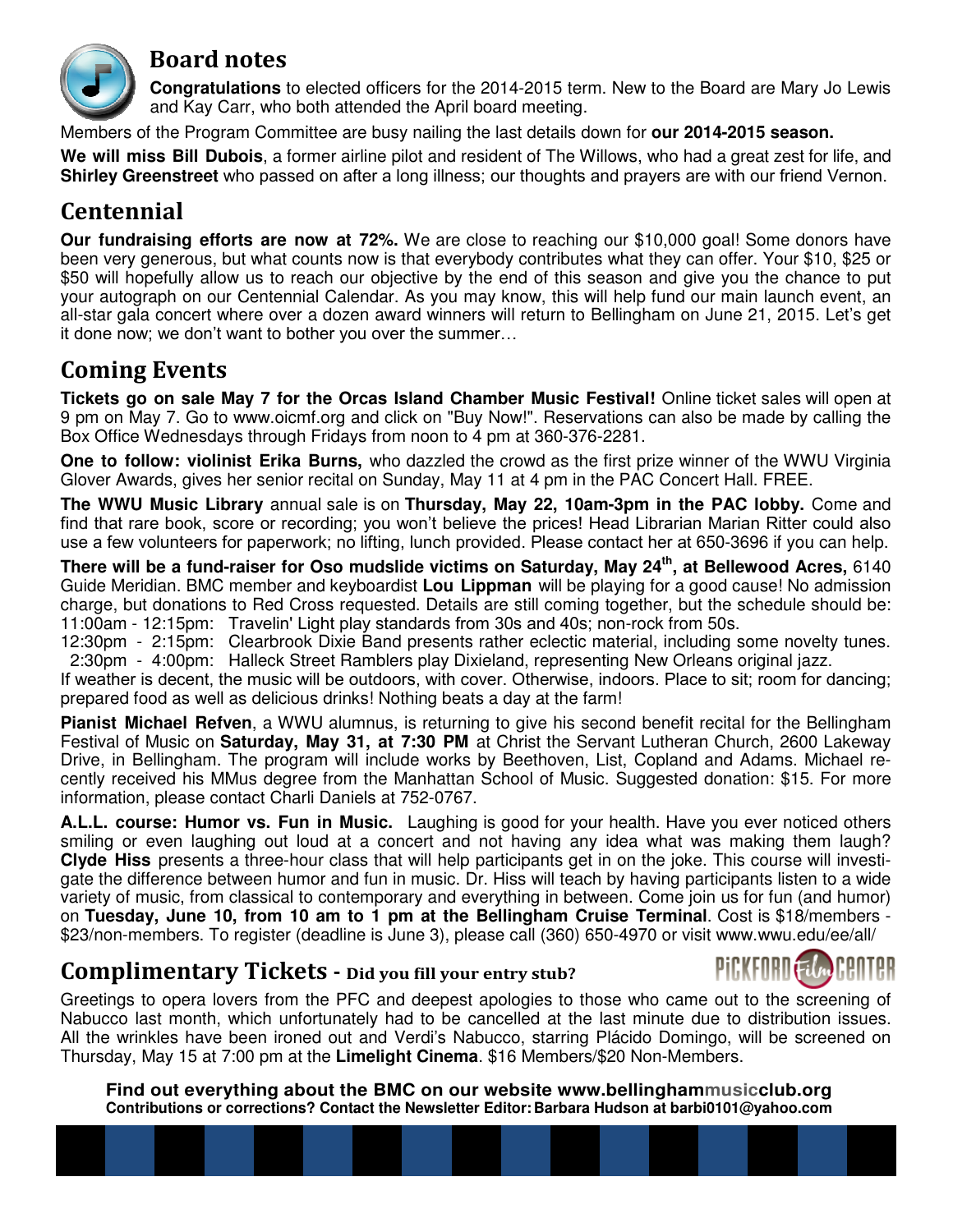## Board notes

**Congratulations** to elected officers for the 2014-2015 term. New to the Board are Mary Jo Lewis and Kay Carr, who both attended the April board meeting.

Members of the Program Committee are busy nailing the last details down for **our 2014-2015 season.**

**We will miss Bill Dubois**, a former airline pilot and resident of The Willows, who had a great zest for life, and **Shirley Greenstreet** who passed on after a long illness; our thoughts and prayers are with our friend Vernon.

## Centennial

**Our fundraising efforts are now at 72%.** We are close to reaching our $10,000 goal! Some donors have been very generous, but what counts now is that everybody contributes what they can offer. Your $10, $25 or $50 will hopefully allow us to reach our objective by the end of this season and give you the chance to put your autograph on our Centennial Calendar. As you may know, this will help fund our main launch event, an all-star gala concert where over a dozen award winners will return to Bellingham on June 21, 2015. Let's get it done now; we don't want to bother you over the summer…

## Coming Events

**Tickets go on sale May 7 for the Orcas Island Chamber Music Festival!** Online ticket sales will open at 9 pm on May 7. Go to www.oicmf.org and click on "Buy Now!". Reservations can also be made by calling the Box Office Wednesdays through Fridays from noon to 4 pm at 360-376-2281.

**One to follow: violinist Erika Burns,** who dazzled the crowd as the first prize winner of the WWU Virginia Glover Awards, gives her senior recital on Sunday, May 11 at 4 pm in the PAC Concert Hall. FREE.

**The WWU Music Library** annual sale is on **Thursday, May 22, 10am-3pm in the PAC lobby.** Come and find that rare book, score or recording; you won't believe the prices! Head Librarian Marian Ritter could also use a few volunteers for paperwork; no lifting, lunch provided. Please contact her at 650-3696 if you can help.

**There will be a fund-raiser for Oso mudslide victims on Saturday, May 24th, at Bellewood Acres,** 6140 Guide Meridian. BMC member and keyboardist **Lou Lippman** will be playing for a good cause! No admission charge, but donations to Red Cross requested. Details are still coming together, but the schedule should be:

11:00am - 12:15pm: Travelin' Light play standards from 30s and 40s; non-rock from 50s.
12:30pm - 2:15pm: Clearbrook Dixie Band presents rather eclectic material, including some novelty tunes.
2:30pm - 4:00pm: Halleck Street Ramblers play Dixieland, representing New Orleans original jazz.

If weather is decent, the music will be outdoors, with cover. Otherwise, indoors. Place to sit; room for dancing; prepared food as well as delicious drinks! Nothing beats a day at the farm!

**Pianist Michael Refven**, a WWU alumnus, is returning to give his second benefit recital for the Bellingham Festival of Music on **Saturday, May 31, at 7:30 PM** at Christ the Servant Lutheran Church, 2600 Lakeway Drive, in Bellingham. The program will include works by Beethoven, List, Copland and Adams. Michael recently received his MMus degree from the Manhattan School of Music. Suggested donation: $15. For more information, please contact Charli Daniels at 752-0767.

**A.L.L. course: Humor vs. Fun in Music.** Laughing is good for your health. Have you ever noticed others smiling or even laughing out loud at a concert and not having any idea what was making them laugh? **Clyde Hiss** presents a three-hour class that will help participants get in on the joke. This course will investigate the difference between humor and fun in music. Dr. Hiss will teach by having participants listen to a wide variety of music, from classical to contemporary and everything in between. Come join us for fun (and humor) on **Tuesday, June 10, from 10 am to 1 pm at the Bellingham Cruise Terminal**. Cost is $18/members - $23/non-members. To register (deadline is June 3), please call (360) 650-4970 or visit www.wwu.edu/ee/all/

## Complimentary Tickets - Did you fill your entry stub?

PICKFORD Film CENTER

Greetings to opera lovers from the PFC and deepest apologies to those who came out to the screening of Nabucco last month, which unfortunately had to be cancelled at the last minute due to distribution issues. All the wrinkles have been ironed out and Verdi's Nabucco, starring Plácido Domingo, will be screened on Thursday, May 15 at 7:00 pm at the **Limelight Cinema**. $16 Members/$20 Non-Members.

**Find out everything about the BMC on our website www.bellinghammusicclub.org**
**Contributions or corrections? Contact the Newsletter Editor: Barbara Hudson at barbi0101@yahoo.com**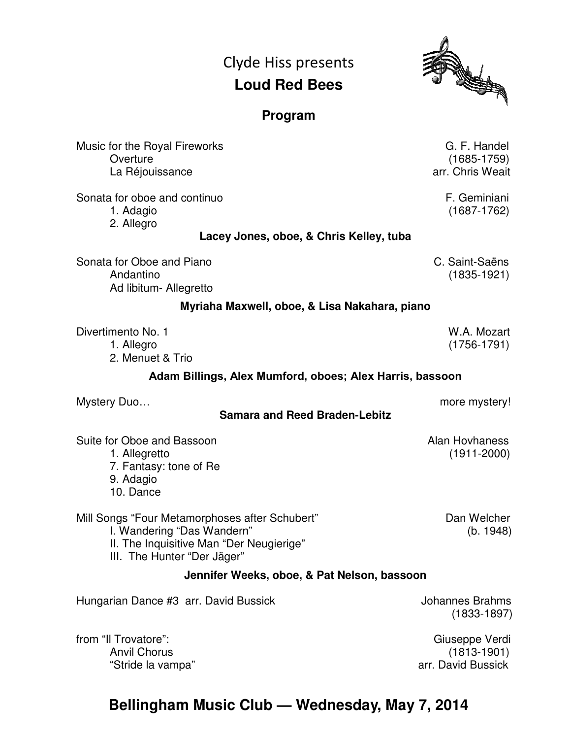Clyde Hiss presents

# Loud Red Bees

## Program

Music for the Royal Fireworks — G. F. Handel (1685-1759), arr. Chris Weait
- Overture
- La Réjouissance

Sonata for oboe and continuo — F. Geminiani (1687-1762)
1. Adagio
2. Allegro

**Lacey Jones, oboe, & Chris Kelley, tuba**

Sonata for Oboe and Piano — C. Saint-Saëns (1835-1921)
- Andantino
- Ad libitum- Allegretto

**Myriaha Maxwell, oboe, & Lisa Nakahara, piano**

Divertimento No. 1 — W.A. Mozart (1756-1791)
1. Allegro
2. Menuet & Trio

**Adam Billings, Alex Mumford, oboes; Alex Harris, bassoon**

Mystery Duo… — more mystery!

**Samara and Reed Braden-Lebitz**

Suite for Oboe and Bassoon — Alan Hovhaness (1911-2000)
1. Allegretto
7. Fantasy: tone of Re
9. Adagio
10. Dance

Mill Songs "Four Metamorphoses after Schubert" — Dan Welcher (b. 1948)
- I. Wandering "Das Wandern"
- II. The Inquisitive Man "Der Neugierige"
- III. The Hunter "Der Jäger"

**Jennifer Weeks, oboe, & Pat Nelson, bassoon**

Hungarian Dance #3 arr. David Bussick — Johannes Brahms (1833-1897)

from "Il Trovatore": — Giuseppe Verdi (1813-1901), arr. David Bussick
- Anvil Chorus
- "Stride la vampa"

**Bellingham Music Club — Wednesday, May 7, 2014**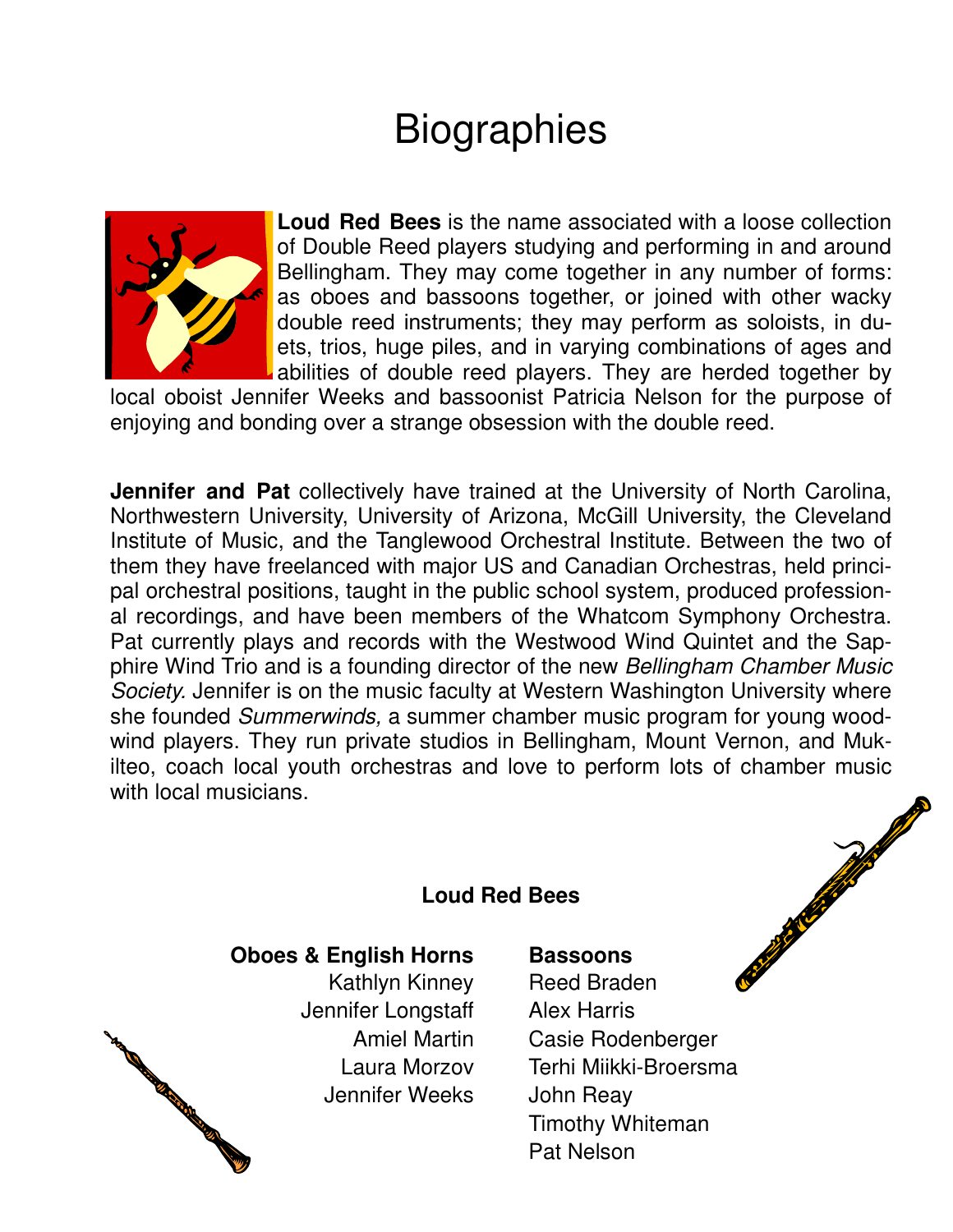# Biographies

**Loud Red Bees** is the name associated with a loose collection of Double Reed players studying and performing in and around Bellingham. They may come together in any number of forms: as oboes and bassoons together, or joined with other wacky double reed instruments; they may perform as soloists, in duets, trios, huge piles, and in varying combinations of ages and abilities of double reed players. They are herded together by local oboist Jennifer Weeks and bassoonist Patricia Nelson for the purpose of enjoying and bonding over a strange obsession with the double reed.

**Jennifer and Pat** collectively have trained at the University of North Carolina, Northwestern University, University of Arizona, McGill University, the Cleveland Institute of Music, and the Tanglewood Orchestral Institute. Between the two of them they have freelanced with major US and Canadian Orchestras, held principal orchestral positions, taught in the public school system, produced professional recordings, and have been members of the Whatcom Symphony Orchestra. Pat currently plays and records with the Westwood Wind Quintet and the Sapphire Wind Trio and is a founding director of the new *Bellingham Chamber Music Society.* Jennifer is on the music faculty at Western Washington University where she founded *Summerwinds,* a summer chamber music program for young woodwind players. They run private studios in Bellingham, Mount Vernon, and Mukilteo, coach local youth orchestras and love to perform lots of chamber music with local musicians.

**Loud Red Bees**

**Oboes & English Horns**

Kathlyn Kinney
Jennifer Longstaff
Amiel Martin
Laura Morzov
Jennifer Weeks

**Bassoons**

Reed Braden
Alex Harris
Casie Rodenberger
Terhi Miikki-Broersma
John Reay
Timothy Whiteman
Pat Nelson